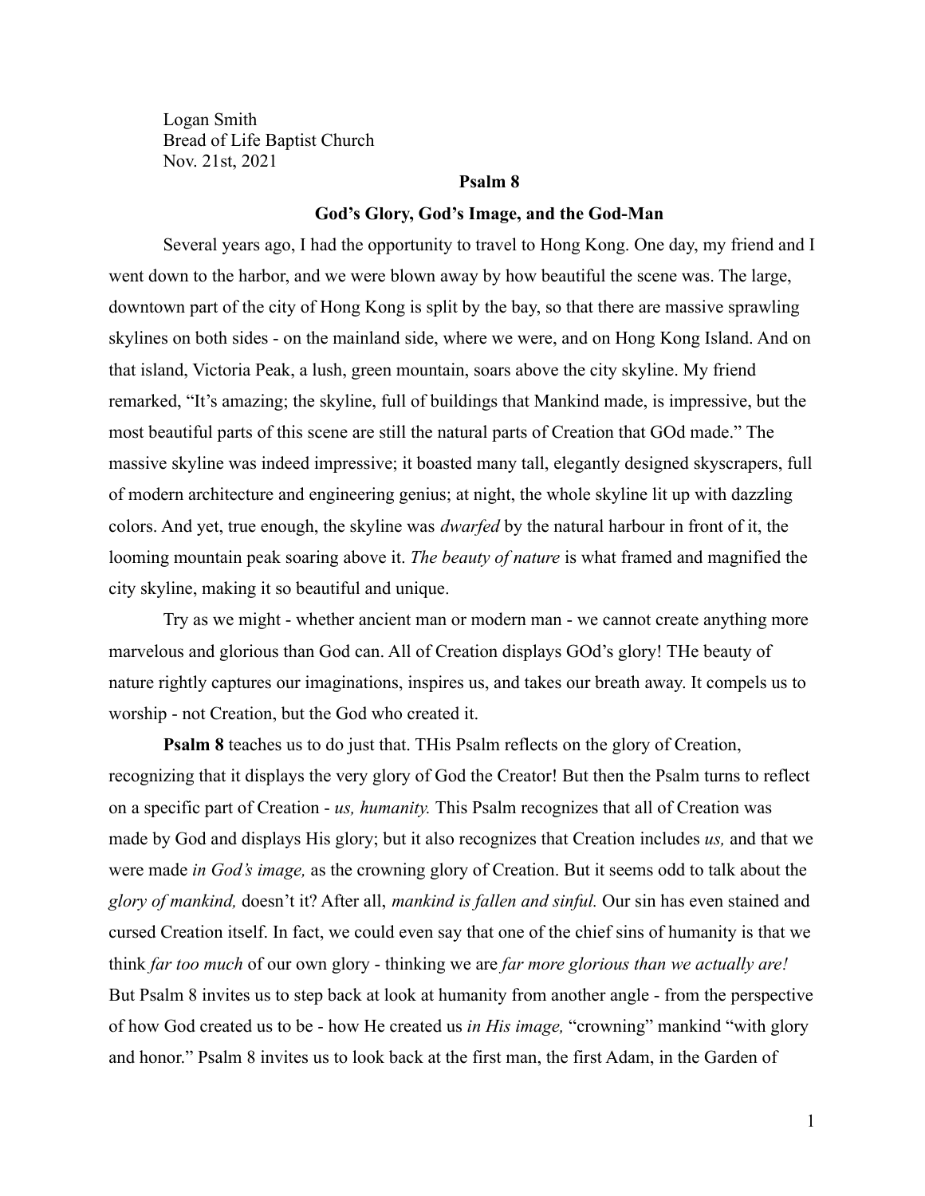Logan Smith
Bread of Life Baptist Church
Nov. 21st, 2021

**Psalm 8**

**God's Glory, God's Image, and the God-Man**

Several years ago, I had the opportunity to travel to Hong Kong. One day, my friend and I went down to the harbor, and we were blown away by how beautiful the scene was. The large, downtown part of the city of Hong Kong is split by the bay, so that there are massive sprawling skylines on both sides - on the mainland side, where we were, and on Hong Kong Island. And on that island, Victoria Peak, a lush, green mountain, soars above the city skyline. My friend remarked, "It's amazing; the skyline, full of buildings that Mankind made, is impressive, but the most beautiful parts of this scene are still the natural parts of Creation that GOd made." The massive skyline was indeed impressive; it boasted many tall, elegantly designed skyscrapers, full of modern architecture and engineering genius; at night, the whole skyline lit up with dazzling colors. And yet, true enough, the skyline was *dwarfed* by the natural harbour in front of it, the looming mountain peak soaring above it. *The beauty of nature* is what framed and magnified the city skyline, making it so beautiful and unique.

Try as we might - whether ancient man or modern man - we cannot create anything more marvelous and glorious than God can. All of Creation displays GOd's glory! THe beauty of nature rightly captures our imaginations, inspires us, and takes our breath away. It compels us to worship - not Creation, but the God who created it.

**Psalm 8** teaches us to do just that. THis Psalm reflects on the glory of Creation, recognizing that it displays the very glory of God the Creator! But then the Psalm turns to reflect on a specific part of Creation - *us, humanity.* This Psalm recognizes that all of Creation was made by God and displays His glory; but it also recognizes that Creation includes *us,* and that we were made *in God's image,* as the crowning glory of Creation. But it seems odd to talk about the *glory of mankind,* doesn't it? After all, *mankind is fallen and sinful.* Our sin has even stained and cursed Creation itself. In fact, we could even say that one of the chief sins of humanity is that we think *far too much* of our own glory - thinking we are *far more glorious than we actually are!* But Psalm 8 invites us to step back at look at humanity from another angle - from the perspective of how God created us to be - how He created us *in His image,* "crowning" mankind "with glory and honor." Psalm 8 invites us to look back at the first man, the first Adam, in the Garden of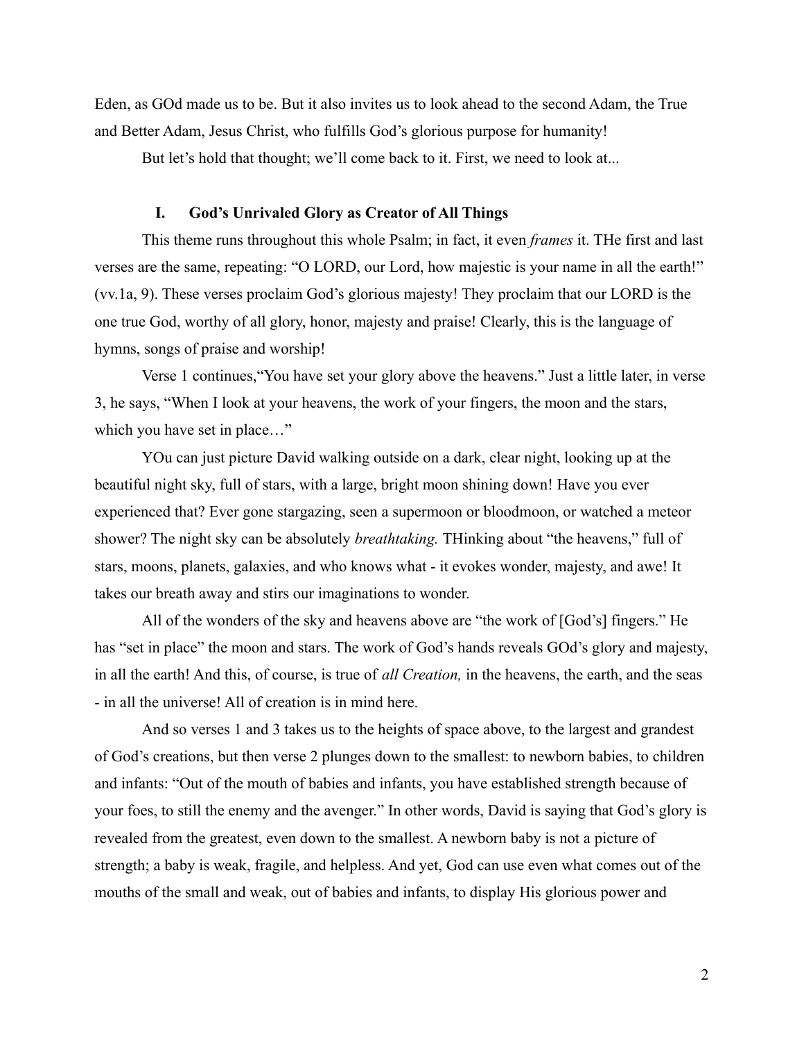Eden, as GOd made us to be. But it also invites us to look ahead to the second Adam, the True and Better Adam, Jesus Christ, who fulfills God's glorious purpose for humanity!

But let's hold that thought; we'll come back to it. First, we need to look at...

## I. God's Unrivaled Glory as Creator of All Things

This theme runs throughout this whole Psalm; in fact, it even *frames* it. THe first and last verses are the same, repeating: "O LORD, our Lord, how majestic is your name in all the earth!" (vv.1a, 9). These verses proclaim God's glorious majesty! They proclaim that our LORD is the one true God, worthy of all glory, honor, majesty and praise! Clearly, this is the language of hymns, songs of praise and worship!

Verse 1 continues,"You have set your glory above the heavens." Just a little later, in verse 3, he says, "When I look at your heavens, the work of your fingers, the moon and the stars, which you have set in place…"

YOu can just picture David walking outside on a dark, clear night, looking up at the beautiful night sky, full of stars, with a large, bright moon shining down! Have you ever experienced that? Ever gone stargazing, seen a supermoon or bloodmoon, or watched a meteor shower? The night sky can be absolutely *breathtaking.* THinking about "the heavens," full of stars, moons, planets, galaxies, and who knows what - it evokes wonder, majesty, and awe! It takes our breath away and stirs our imaginations to wonder.

All of the wonders of the sky and heavens above are "the work of [God's] fingers." He has "set in place" the moon and stars. The work of God's hands reveals GOd's glory and majesty, in all the earth! And this, of course, is true of *all Creation,* in the heavens, the earth, and the seas - in all the universe! All of creation is in mind here.

And so verses 1 and 3 takes us to the heights of space above, to the largest and grandest of God's creations, but then verse 2 plunges down to the smallest: to newborn babies, to children and infants: "Out of the mouth of babies and infants, you have established strength because of your foes, to still the enemy and the avenger." In other words, David is saying that God's glory is revealed from the greatest, even down to the smallest. A newborn baby is not a picture of strength; a baby is weak, fragile, and helpless. And yet, God can use even what comes out of the mouths of the small and weak, out of babies and infants, to display His glorious power and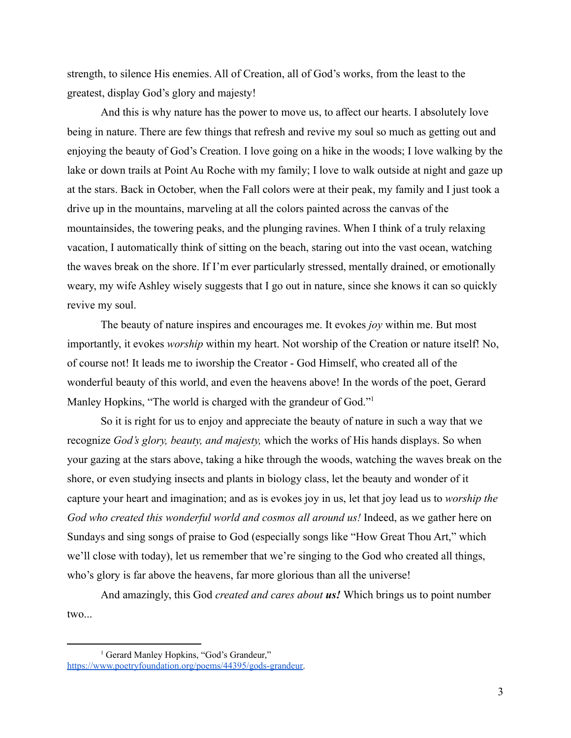strength, to silence His enemies. All of Creation, all of God's works, from the least to the greatest, display God's glory and majesty!

And this is why nature has the power to move us, to affect our hearts. I absolutely love being in nature. There are few things that refresh and revive my soul so much as getting out and enjoying the beauty of God's Creation. I love going on a hike in the woods; I love walking by the lake or down trails at Point Au Roche with my family; I love to walk outside at night and gaze up at the stars. Back in October, when the Fall colors were at their peak, my family and I just took a drive up in the mountains, marveling at all the colors painted across the canvas of the mountainsides, the towering peaks, and the plunging ravines. When I think of a truly relaxing vacation, I automatically think of sitting on the beach, staring out into the vast ocean, watching the waves break on the shore. If I'm ever particularly stressed, mentally drained, or emotionally weary, my wife Ashley wisely suggests that I go out in nature, since she knows it can so quickly revive my soul.

The beauty of nature inspires and encourages me. It evokes *joy* within me. But most importantly, it evokes *worship* within my heart. Not worship of the Creation or nature itself! No, of course not! It leads me to iworship the Creator - God Himself, who created all of the wonderful beauty of this world, and even the heavens above! In the words of the poet, Gerard Manley Hopkins, "The world is charged with the grandeur of God."[1]

So it is right for us to enjoy and appreciate the beauty of nature in such a way that we recognize *God's glory, beauty, and majesty,* which the works of His hands displays. So when your gazing at the stars above, taking a hike through the woods, watching the waves break on the shore, or even studying insects and plants in biology class, let the beauty and wonder of it capture your heart and imagination; and as is evokes joy in us, let that joy lead us to *worship the God who created this wonderful world and cosmos all around us!* Indeed, as we gather here on Sundays and sing songs of praise to God (especially songs like "How Great Thou Art," which we'll close with today), let us remember that we're singing to the God who created all things, who's glory is far above the heavens, far more glorious than all the universe!

And amazingly, this God *created and cares about* ***us!*** Which brings us to point number two...

---

[1] Gerard Manley Hopkins, "God's Grandeur," https://www.poetryfoundation.org/poems/44395/gods-grandeur.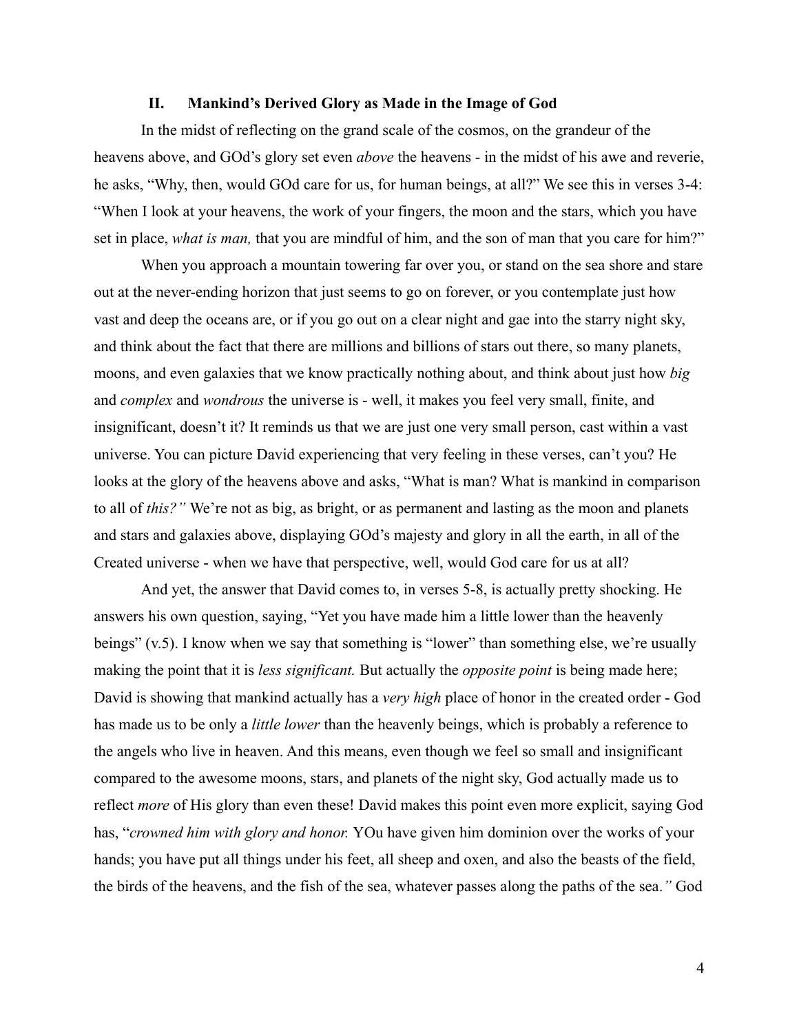## II. Mankind's Derived Glory as Made in the Image of God

In the midst of reflecting on the grand scale of the cosmos, on the grandeur of the heavens above, and GOd's glory set even *above* the heavens - in the midst of his awe and reverie, he asks, "Why, then, would GOd care for us, for human beings, at all?" We see this in verses 3-4: "When I look at your heavens, the work of your fingers, the moon and the stars, which you have set in place, *what is man,* that you are mindful of him, and the son of man that you care for him?"

When you approach a mountain towering far over you, or stand on the sea shore and stare out at the never-ending horizon that just seems to go on forever, or you contemplate just how vast and deep the oceans are, or if you go out on a clear night and gae into the starry night sky, and think about the fact that there are millions and billions of stars out there, so many planets, moons, and even galaxies that we know practically nothing about, and think about just how *big* and *complex* and *wondrous* the universe is - well, it makes you feel very small, finite, and insignificant, doesn't it? It reminds us that we are just one very small person, cast within a vast universe. You can picture David experiencing that very feeling in these verses, can't you? He looks at the glory of the heavens above and asks, "What is man? What is mankind in comparison to all of *this?"* We're not as big, as bright, or as permanent and lasting as the moon and planets and stars and galaxies above, displaying GOd's majesty and glory in all the earth, in all of the Created universe - when we have that perspective, well, would God care for us at all?

And yet, the answer that David comes to, in verses 5-8, is actually pretty shocking. He answers his own question, saying, "Yet you have made him a little lower than the heavenly beings" (v.5). I know when we say that something is "lower" than something else, we're usually making the point that it is *less significant.* But actually the *opposite point* is being made here; David is showing that mankind actually has a *very high* place of honor in the created order - God has made us to be only a *little lower* than the heavenly beings, which is probably a reference to the angels who live in heaven. And this means, even though we feel so small and insignificant compared to the awesome moons, stars, and planets of the night sky, God actually made us to reflect *more* of His glory than even these! David makes this point even more explicit, saying God has, "*crowned him with glory and honor.* YOu have given him dominion over the works of your hands; you have put all things under his feet, all sheep and oxen, and also the beasts of the field, the birds of the heavens, and the fish of the sea, whatever passes along the paths of the sea.*"* God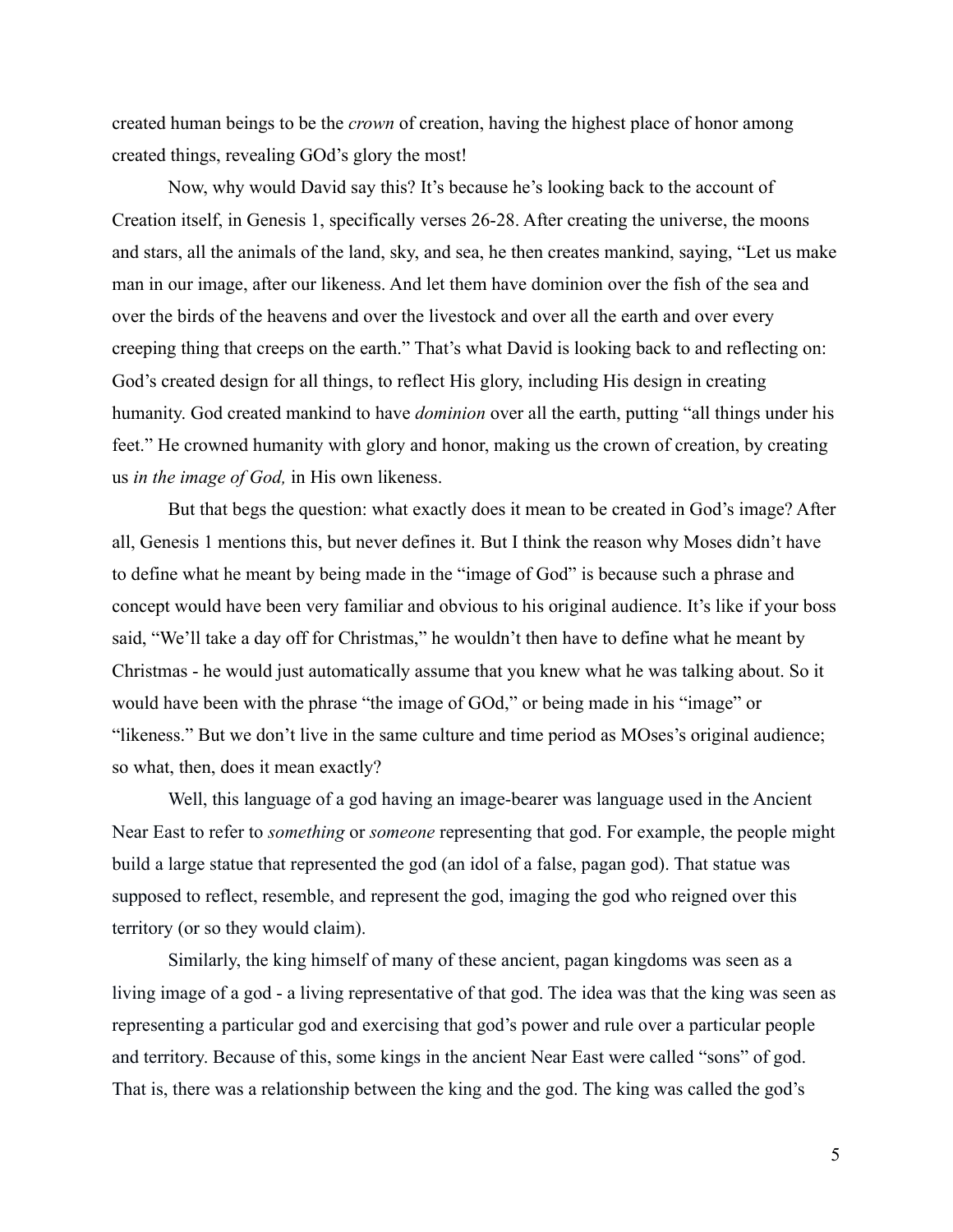created human beings to be the *crown* of creation, having the highest place of honor among created things, revealing GOd's glory the most!

Now, why would David say this? It's because he's looking back to the account of Creation itself, in Genesis 1, specifically verses 26-28. After creating the universe, the moons and stars, all the animals of the land, sky, and sea, he then creates mankind, saying, "Let us make man in our image, after our likeness. And let them have dominion over the fish of the sea and over the birds of the heavens and over the livestock and over all the earth and over every creeping thing that creeps on the earth." That's what David is looking back to and reflecting on: God's created design for all things, to reflect His glory, including His design in creating humanity. God created mankind to have *dominion* over all the earth, putting "all things under his feet." He crowned humanity with glory and honor, making us the crown of creation, by creating us *in the image of God,* in His own likeness.

But that begs the question: what exactly does it mean to be created in God's image? After all, Genesis 1 mentions this, but never defines it. But I think the reason why Moses didn't have to define what he meant by being made in the "image of God" is because such a phrase and concept would have been very familiar and obvious to his original audience. It's like if your boss said, "We'll take a day off for Christmas," he wouldn't then have to define what he meant by Christmas - he would just automatically assume that you knew what he was talking about. So it would have been with the phrase "the image of GOd," or being made in his "image" or "likeness." But we don't live in the same culture and time period as MOses's original audience; so what, then, does it mean exactly?

Well, this language of a god having an image-bearer was language used in the Ancient Near East to refer to *something* or *someone* representing that god. For example, the people might build a large statue that represented the god (an idol of a false, pagan god). That statue was supposed to reflect, resemble, and represent the god, imaging the god who reigned over this territory (or so they would claim).

Similarly, the king himself of many of these ancient, pagan kingdoms was seen as a living image of a god - a living representative of that god. The idea was that the king was seen as representing a particular god and exercising that god's power and rule over a particular people and territory. Because of this, some kings in the ancient Near East were called "sons" of god. That is, there was a relationship between the king and the god. The king was called the god's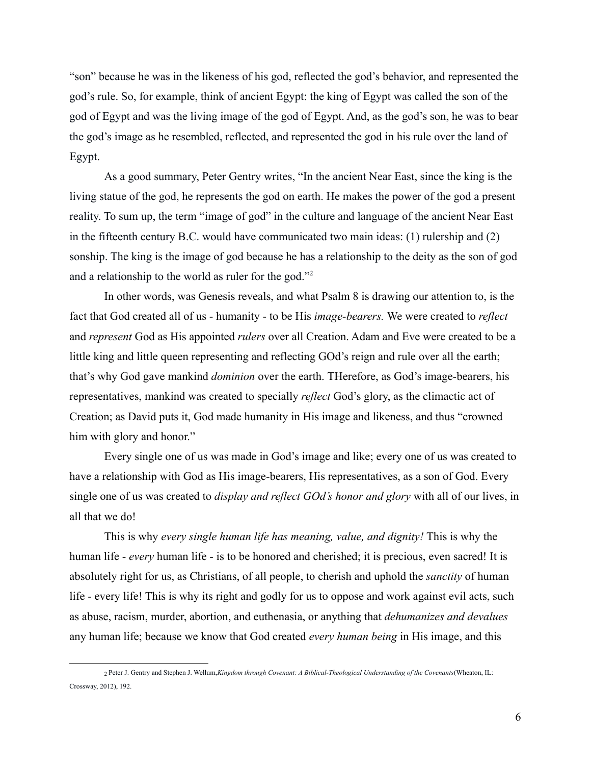"son" because he was in the likeness of his god, reflected the god's behavior, and represented the god's rule. So, for example, think of ancient Egypt: the king of Egypt was called the son of the god of Egypt and was the living image of the god of Egypt. And, as the god's son, he was to bear the god's image as he resembled, reflected, and represented the god in his rule over the land of Egypt.

As a good summary, Peter Gentry writes, "In the ancient Near East, since the king is the living statue of the god, he represents the god on earth. He makes the power of the god a present reality. To sum up, the term "image of god" in the culture and language of the ancient Near East in the fifteenth century B.C. would have communicated two main ideas: (1) rulership and (2) sonship. The king is the image of god because he has a relationship to the deity as the son of god and a relationship to the world as ruler for the god."[2]

In other words, was Genesis reveals, and what Psalm 8 is drawing our attention to, is the fact that God created all of us - humanity - to be His *image-bearers.* We were created to *reflect* and *represent* God as His appointed *rulers* over all Creation. Adam and Eve were created to be a little king and little queen representing and reflecting GOd's reign and rule over all the earth; that's why God gave mankind *dominion* over the earth. THerefore, as God's image-bearers, his representatives, mankind was created to specially *reflect* God's glory, as the climactic act of Creation; as David puts it, God made humanity in His image and likeness, and thus "crowned him with glory and honor."

Every single one of us was made in God's image and like; every one of us was created to have a relationship with God as His image-bearers, His representatives, as a son of God. Every single one of us was created to *display and reflect GOd's honor and glory* with all of our lives, in all that we do!

This is why *every single human life has meaning, value, and dignity!* This is why the human life - *every* human life - is to be honored and cherished; it is precious, even sacred! It is absolutely right for us, as Christians, of all people, to cherish and uphold the *sanctity* of human life - every life! This is why its right and godly for us to oppose and work against evil acts, such as abuse, racism, murder, abortion, and euthenasia, or anything that *dehumanizes and devalues* any human life; because we know that God created *every human being* in His image, and this

---

[2] Peter J. Gentry and Stephen J. Wellum,*Kingdom through Covenant: A Biblical-Theological Understanding of the Covenants*(Wheaton, IL: Crossway, 2012), 192.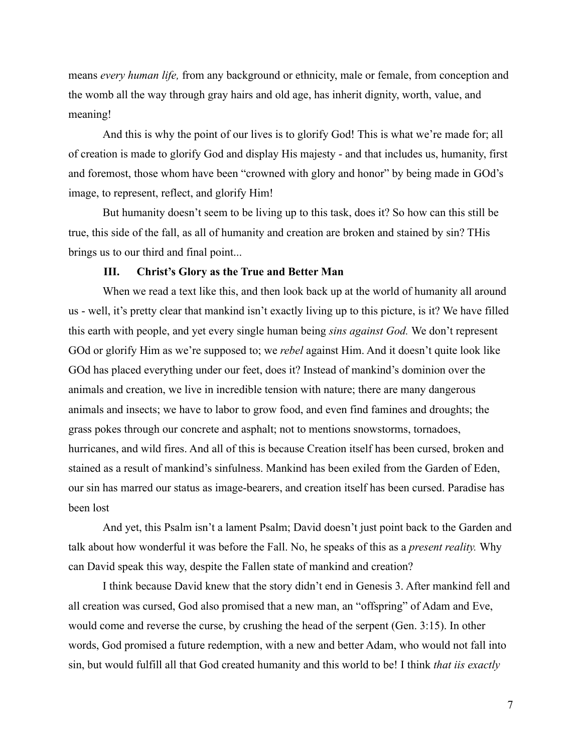means *every human life,* from any background or ethnicity, male or female, from conception and the womb all the way through gray hairs and old age, has inherit dignity, worth, value, and meaning!

And this is why the point of our lives is to glorify God! This is what we're made for; all of creation is made to glorify God and display His majesty - and that includes us, humanity, first and foremost, those whom have been "crowned with glory and honor" by being made in GOd's image, to represent, reflect, and glorify Him!

But humanity doesn't seem to be living up to this task, does it? So how can this still be true, this side of the fall, as all of humanity and creation are broken and stained by sin? THis brings us to our third and final point...

### III. Christ's Glory as the True and Better Man

When we read a text like this, and then look back up at the world of humanity all around us - well, it's pretty clear that mankind isn't exactly living up to this picture, is it? We have filled this earth with people, and yet every single human being *sins against God.* We don't represent GOd or glorify Him as we're supposed to; we *rebel* against Him. And it doesn't quite look like GOd has placed everything under our feet, does it? Instead of mankind's dominion over the animals and creation, we live in incredible tension with nature; there are many dangerous animals and insects; we have to labor to grow food, and even find famines and droughts; the grass pokes through our concrete and asphalt; not to mentions snowstorms, tornadoes, hurricanes, and wild fires. And all of this is because Creation itself has been cursed, broken and stained as a result of mankind's sinfulness. Mankind has been exiled from the Garden of Eden, our sin has marred our status as image-bearers, and creation itself has been cursed. Paradise has been lost

And yet, this Psalm isn't a lament Psalm; David doesn't just point back to the Garden and talk about how wonderful it was before the Fall. No, he speaks of this as a *present reality.* Why can David speak this way, despite the Fallen state of mankind and creation?

I think because David knew that the story didn't end in Genesis 3. After mankind fell and all creation was cursed, God also promised that a new man, an "offspring" of Adam and Eve, would come and reverse the curse, by crushing the head of the serpent (Gen. 3:15). In other words, God promised a future redemption, with a new and better Adam, who would not fall into sin, but would fulfill all that God created humanity and this world to be! I think *that iis exactly*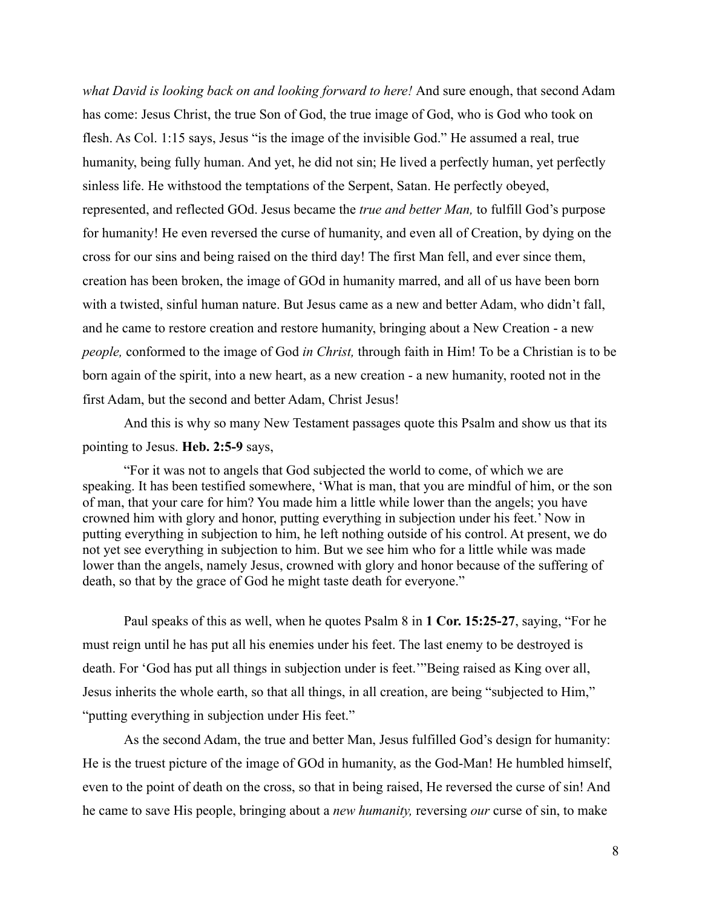*what David is looking back on and looking forward to here!* And sure enough, that second Adam has come: Jesus Christ, the true Son of God, the true image of God, who is God who took on flesh. As Col. 1:15 says, Jesus "is the image of the invisible God." He assumed a real, true humanity, being fully human. And yet, he did not sin; He lived a perfectly human, yet perfectly sinless life. He withstood the temptations of the Serpent, Satan. He perfectly obeyed, represented, and reflected GOd. Jesus became the *true and better Man,* to fulfill God's purpose for humanity! He even reversed the curse of humanity, and even all of Creation, by dying on the cross for our sins and being raised on the third day! The first Man fell, and ever since them, creation has been broken, the image of GOd in humanity marred, and all of us have been born with a twisted, sinful human nature. But Jesus came as a new and better Adam, who didn't fall, and he came to restore creation and restore humanity, bringing about a New Creation - a new *people,* conformed to the image of God *in Christ,* through faith in Him! To be a Christian is to be born again of the spirit, into a new heart, as a new creation - a new humanity, rooted not in the first Adam, but the second and better Adam, Christ Jesus!

And this is why so many New Testament passages quote this Psalm and show us that its pointing to Jesus. **Heb. 2:5-9** says,

"For it was not to angels that God subjected the world to come, of which we are speaking. It has been testified somewhere, 'What is man, that you are mindful of him, or the son of man, that your care for him? You made him a little while lower than the angels; you have crowned him with glory and honor, putting everything in subjection under his feet.' Now in putting everything in subjection to him, he left nothing outside of his control. At present, we do not yet see everything in subjection to him. But we see him who for a little while was made lower than the angels, namely Jesus, crowned with glory and honor because of the suffering of death, so that by the grace of God he might taste death for everyone."

Paul speaks of this as well, when he quotes Psalm 8 in **1 Cor. 15:25-27**, saying, "For he must reign until he has put all his enemies under his feet. The last enemy to be destroyed is death. For 'God has put all things in subjection under is feet.'"Being raised as King over all, Jesus inherits the whole earth, so that all things, in all creation, are being "subjected to Him," "putting everything in subjection under His feet."

As the second Adam, the true and better Man, Jesus fulfilled God's design for humanity: He is the truest picture of the image of GOd in humanity, as the God-Man! He humbled himself, even to the point of death on the cross, so that in being raised, He reversed the curse of sin! And he came to save His people, bringing about a *new humanity,* reversing *our* curse of sin, to make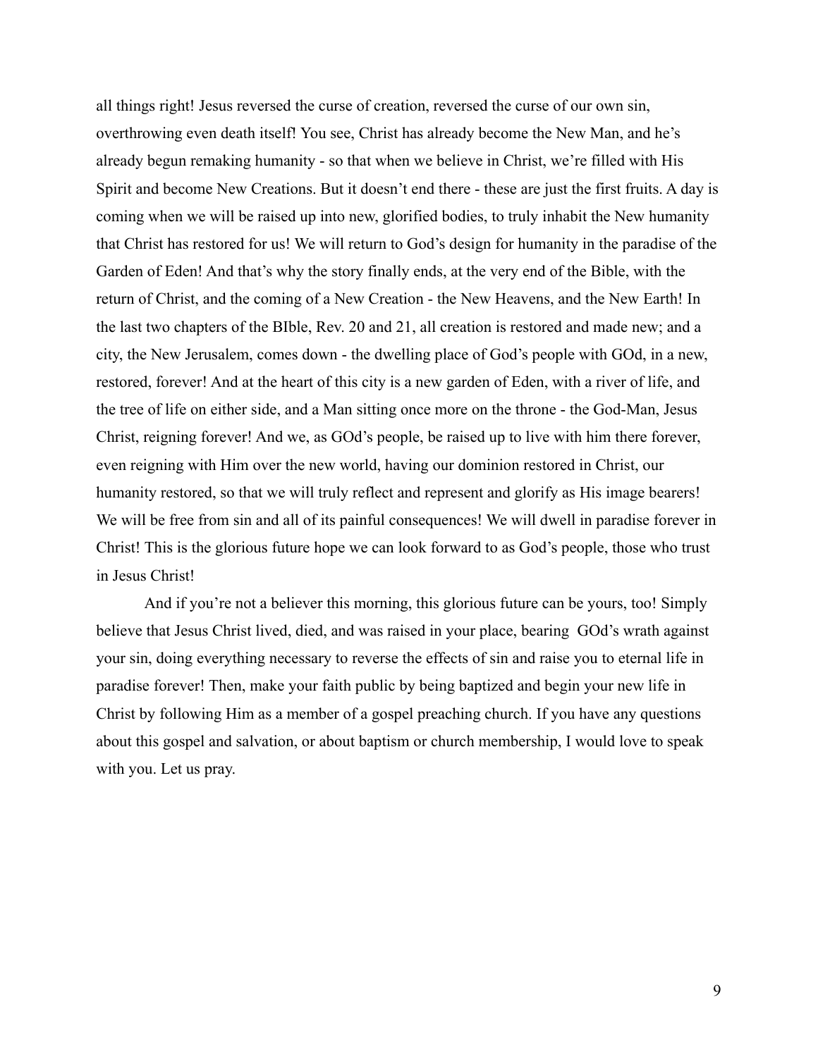all things right! Jesus reversed the curse of creation, reversed the curse of our own sin, overthrowing even death itself! You see, Christ has already become the New Man, and he's already begun remaking humanity - so that when we believe in Christ, we're filled with His Spirit and become New Creations. But it doesn't end there - these are just the first fruits. A day is coming when we will be raised up into new, glorified bodies, to truly inhabit the New humanity that Christ has restored for us! We will return to God's design for humanity in the paradise of the Garden of Eden! And that's why the story finally ends, at the very end of the Bible, with the return of Christ, and the coming of a New Creation - the New Heavens, and the New Earth! In the last two chapters of the BIble, Rev. 20 and 21, all creation is restored and made new; and a city, the New Jerusalem, comes down - the dwelling place of God's people with GOd, in a new, restored, forever! And at the heart of this city is a new garden of Eden, with a river of life, and the tree of life on either side, and a Man sitting once more on the throne - the God-Man, Jesus Christ, reigning forever! And we, as GOd's people, be raised up to live with him there forever, even reigning with Him over the new world, having our dominion restored in Christ, our humanity restored, so that we will truly reflect and represent and glorify as His image bearers! We will be free from sin and all of its painful consequences! We will dwell in paradise forever in Christ! This is the glorious future hope we can look forward to as God's people, those who trust in Jesus Christ!

And if you're not a believer this morning, this glorious future can be yours, too! Simply believe that Jesus Christ lived, died, and was raised in your place, bearing GOd's wrath against your sin, doing everything necessary to reverse the effects of sin and raise you to eternal life in paradise forever! Then, make your faith public by being baptized and begin your new life in Christ by following Him as a member of a gospel preaching church. If you have any questions about this gospel and salvation, or about baptism or church membership, I would love to speak with you. Let us pray.